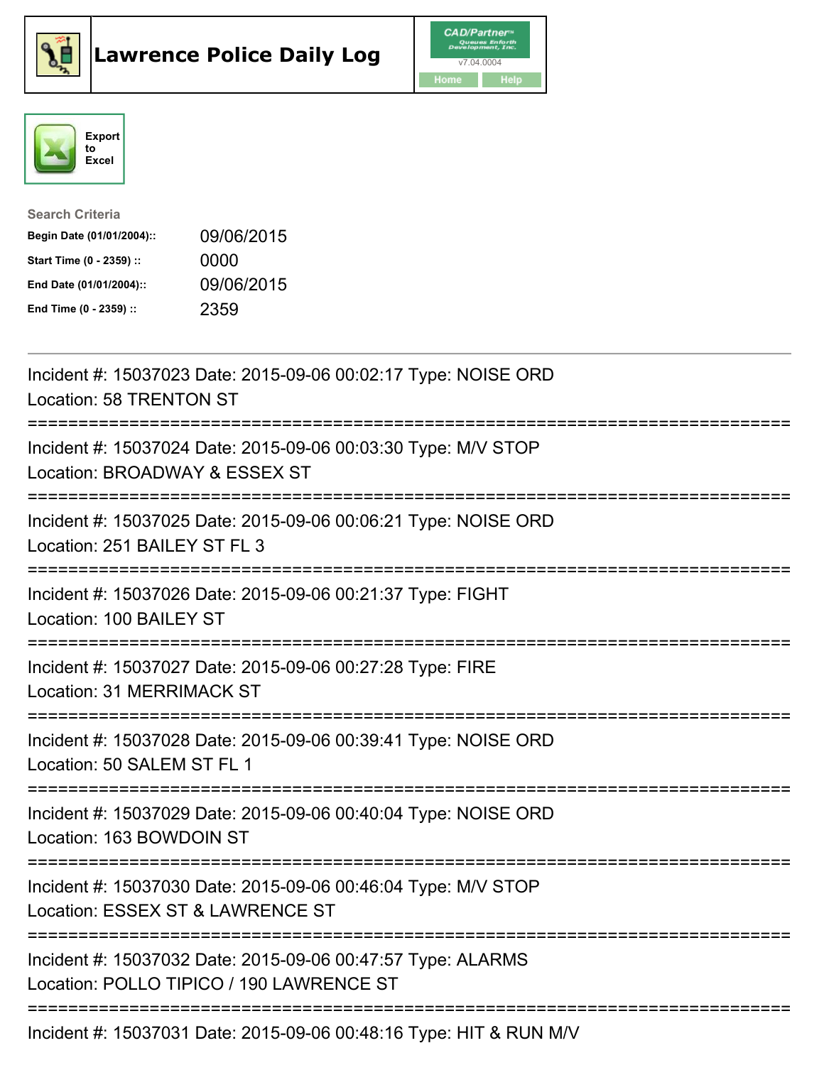# Lawrence Police Daily Log

CAD/Partner
v7.04.0004

Home | Help

Export to Excel

**Search Criteria**

| | |
|---|---|
| **Begin Date (01/01/2004)::** | 09/06/2015 |
| **Start Time (0 - 2359) ::** | 0000 |
| **End Date (01/01/2004)::** | 09/06/2015 |
| **End Time (0 - 2359) ::** | 2359 |

---

Incident #: 15037023 Date: 2015-09-06 00:02:17 Type: NOISE ORD
Location: 58 TRENTON ST

===========================================================================

Incident #: 15037024 Date: 2015-09-06 00:03:30 Type: M/V STOP
Location: BROADWAY & ESSEX ST

===========================================================================

Incident #: 15037025 Date: 2015-09-06 00:06:21 Type: NOISE ORD
Location: 251 BAILEY ST FL 3

===========================================================================

Incident #: 15037026 Date: 2015-09-06 00:21:37 Type: FIGHT
Location: 100 BAILEY ST

===========================================================================

Incident #: 15037027 Date: 2015-09-06 00:27:28 Type: FIRE
Location: 31 MERRIMACK ST

===========================================================================

Incident #: 15037028 Date: 2015-09-06 00:39:41 Type: NOISE ORD
Location: 50 SALEM ST FL 1

===========================================================================

Incident #: 15037029 Date: 2015-09-06 00:40:04 Type: NOISE ORD
Location: 163 BOWDOIN ST

===========================================================================

Incident #: 15037030 Date: 2015-09-06 00:46:04 Type: M/V STOP
Location: ESSEX ST & LAWRENCE ST

===========================================================================

Incident #: 15037032 Date: 2015-09-06 00:47:57 Type: ALARMS
Location: POLLO TIPICO / 190 LAWRENCE ST

===========================================================================

Incident #: 15037031 Date: 2015-09-06 00:48:16 Type: HIT & RUN M/V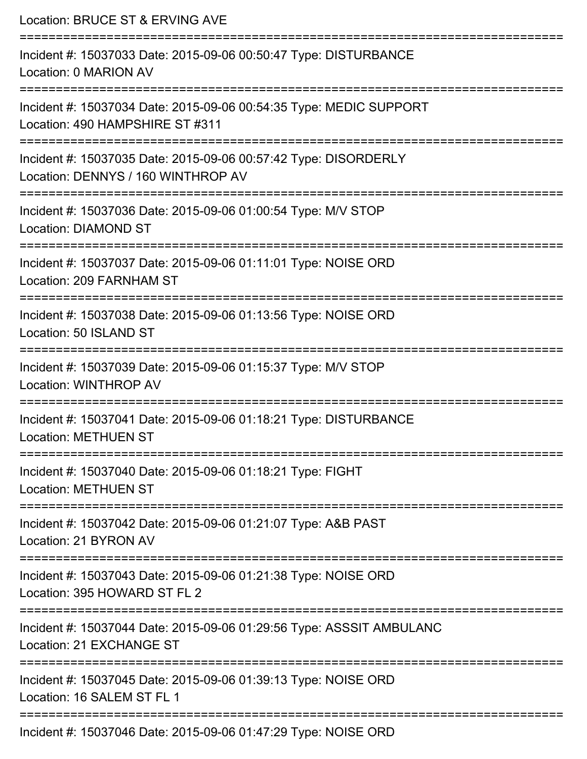Location: BRUCE ST & ERVING AVE

===========================================================================

Incident #: 15037033 Date: 2015-09-06 00:50:47 Type: DISTURBANCE
Location: 0 MARION AV

===========================================================================

Incident #: 15037034 Date: 2015-09-06 00:54:35 Type: MEDIC SUPPORT
Location: 490 HAMPSHIRE ST #311

===========================================================================

Incident #: 15037035 Date: 2015-09-06 00:57:42 Type: DISORDERLY
Location: DENNYS / 160 WINTHROP AV

===========================================================================

Incident #: 15037036 Date: 2015-09-06 01:00:54 Type: M/V STOP
Location: DIAMOND ST

===========================================================================

Incident #: 15037037 Date: 2015-09-06 01:11:01 Type: NOISE ORD
Location: 209 FARNHAM ST

===========================================================================

Incident #: 15037038 Date: 2015-09-06 01:13:56 Type: NOISE ORD
Location: 50 ISLAND ST

===========================================================================

Incident #: 15037039 Date: 2015-09-06 01:15:37 Type: M/V STOP
Location: WINTHROP AV

===========================================================================

Incident #: 15037041 Date: 2015-09-06 01:18:21 Type: DISTURBANCE
Location: METHUEN ST

===========================================================================

Incident #: 15037040 Date: 2015-09-06 01:18:21 Type: FIGHT
Location: METHUEN ST

===========================================================================

Incident #: 15037042 Date: 2015-09-06 01:21:07 Type: A&B PAST
Location: 21 BYRON AV

===========================================================================

Incident #: 15037043 Date: 2015-09-06 01:21:38 Type: NOISE ORD
Location: 395 HOWARD ST FL 2

===========================================================================

Incident #: 15037044 Date: 2015-09-06 01:29:56 Type: ASSSIT AMBULANC
Location: 21 EXCHANGE ST

===========================================================================

Incident #: 15037045 Date: 2015-09-06 01:39:13 Type: NOISE ORD
Location: 16 SALEM ST FL 1

===========================================================================

Incident #: 15037046 Date: 2015-09-06 01:47:29 Type: NOISE ORD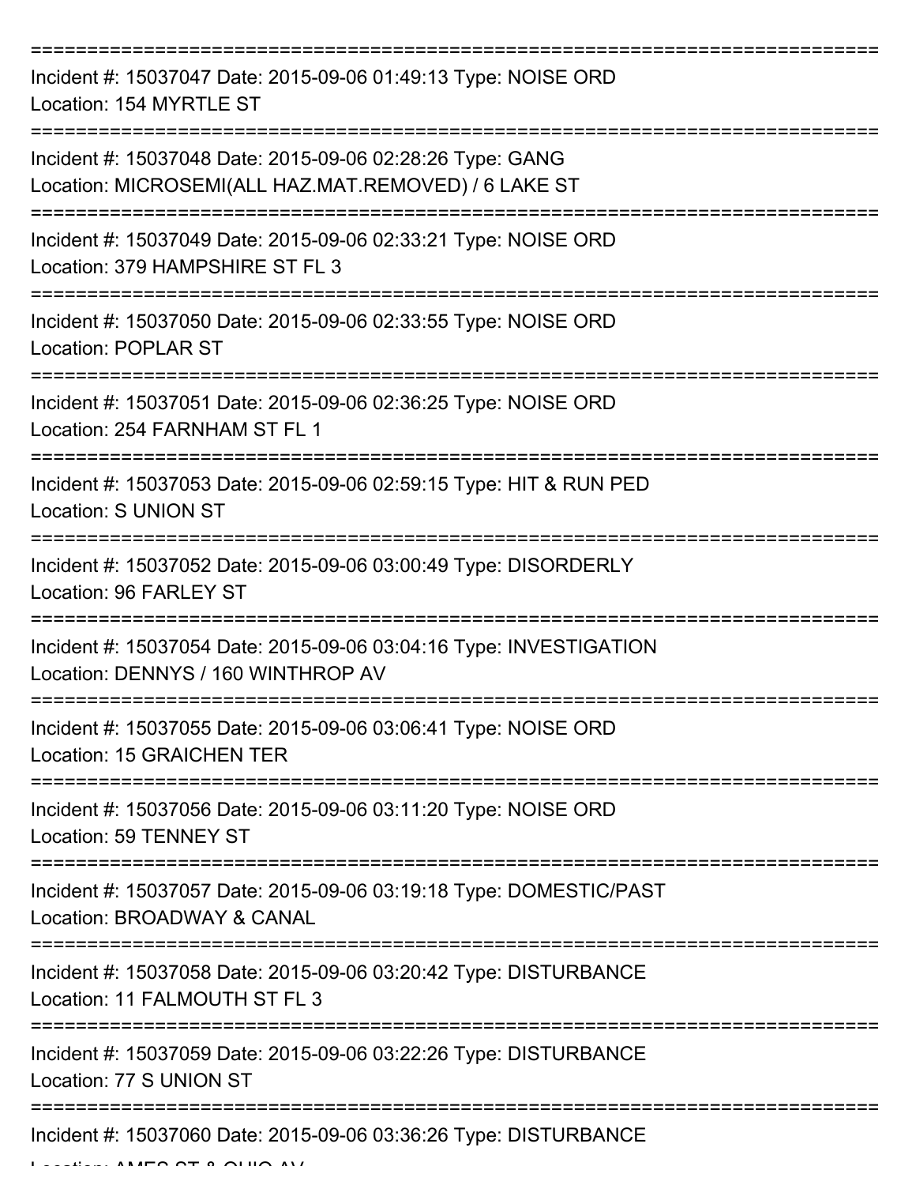===========================================================================

Incident #: 15037047 Date: 2015-09-06 01:49:13 Type: NOISE ORD
Location: 154 MYRTLE ST

===========================================================================

Incident #: 15037048 Date: 2015-09-06 02:28:26 Type: GANG
Location: MICROSEMI(ALL HAZ.MAT.REMOVED) / 6 LAKE ST

===========================================================================

Incident #: 15037049 Date: 2015-09-06 02:33:21 Type: NOISE ORD
Location: 379 HAMPSHIRE ST FL 3

===========================================================================

Incident #: 15037050 Date: 2015-09-06 02:33:55 Type: NOISE ORD
Location: POPLAR ST

===========================================================================

Incident #: 15037051 Date: 2015-09-06 02:36:25 Type: NOISE ORD
Location: 254 FARNHAM ST FL 1

===========================================================================

Incident #: 15037053 Date: 2015-09-06 02:59:15 Type: HIT & RUN PED
Location: S UNION ST

===========================================================================

Incident #: 15037052 Date: 2015-09-06 03:00:49 Type: DISORDERLY
Location: 96 FARLEY ST

===========================================================================

Incident #: 15037054 Date: 2015-09-06 03:04:16 Type: INVESTIGATION
Location: DENNYS / 160 WINTHROP AV

===========================================================================

Incident #: 15037055 Date: 2015-09-06 03:06:41 Type: NOISE ORD
Location: 15 GRAICHEN TER

===========================================================================

Incident #: 15037056 Date: 2015-09-06 03:11:20 Type: NOISE ORD
Location: 59 TENNEY ST

===========================================================================

Incident #: 15037057 Date: 2015-09-06 03:19:18 Type: DOMESTIC/PAST
Location: BROADWAY & CANAL

===========================================================================

Incident #: 15037058 Date: 2015-09-06 03:20:42 Type: DISTURBANCE
Location: 11 FALMOUTH ST FL 3

===========================================================================

Incident #: 15037059 Date: 2015-09-06 03:22:26 Type: DISTURBANCE
Location: 77 S UNION ST

===========================================================================

Incident #: 15037060 Date: 2015-09-06 03:36:26 Type: DISTURBANCE
Location: AMES ST & OHIO AV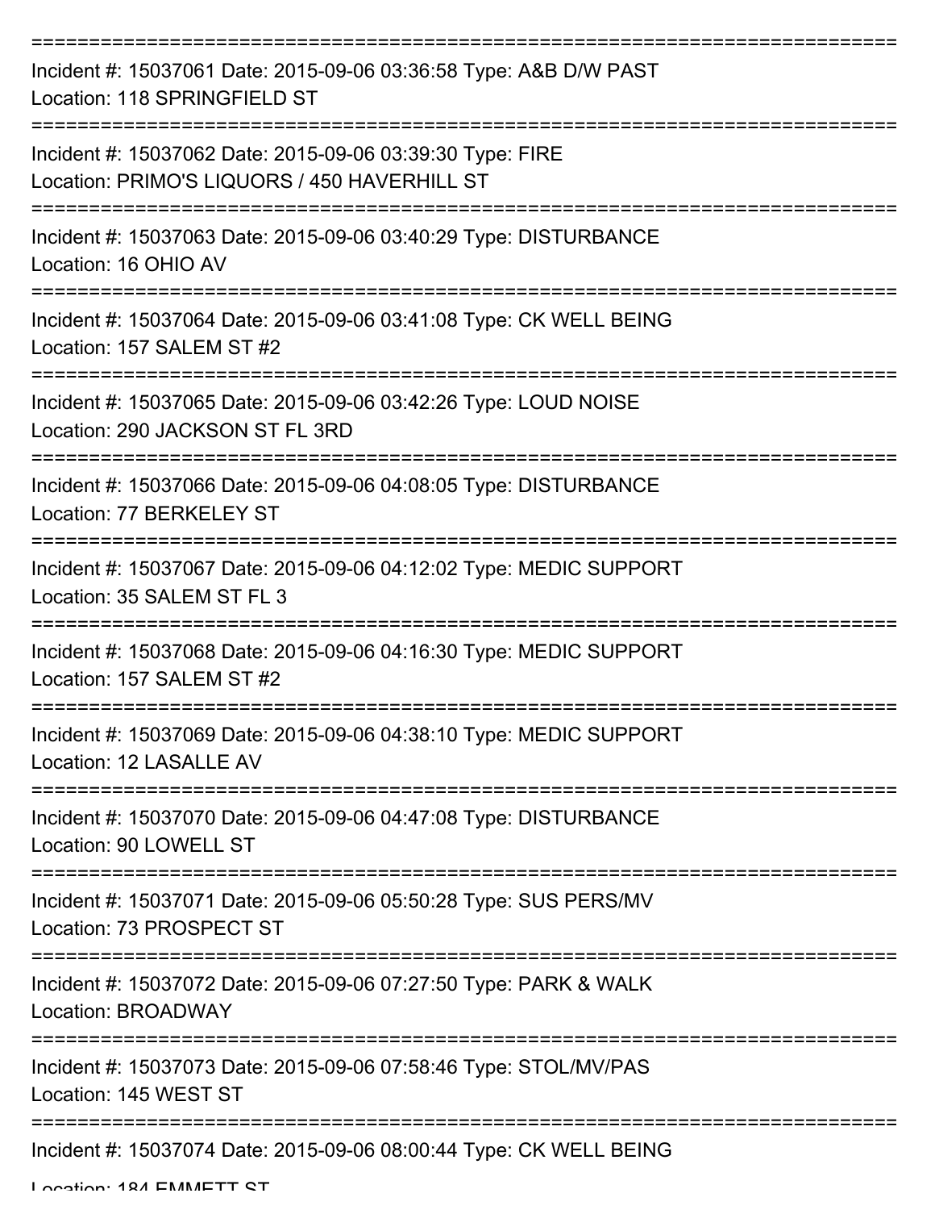===========================================================================

Incident #: 15037061 Date: 2015-09-06 03:36:58 Type: A&B D/W PAST
Location: 118 SPRINGFIELD ST

===========================================================================

Incident #: 15037062 Date: 2015-09-06 03:39:30 Type: FIRE
Location: PRIMO'S LIQUORS / 450 HAVERHILL ST

===========================================================================

Incident #: 15037063 Date: 2015-09-06 03:40:29 Type: DISTURBANCE
Location: 16 OHIO AV

===========================================================================

Incident #: 15037064 Date: 2015-09-06 03:41:08 Type: CK WELL BEING
Location: 157 SALEM ST #2

===========================================================================

Incident #: 15037065 Date: 2015-09-06 03:42:26 Type: LOUD NOISE
Location: 290 JACKSON ST FL 3RD

===========================================================================

Incident #: 15037066 Date: 2015-09-06 04:08:05 Type: DISTURBANCE
Location: 77 BERKELEY ST

===========================================================================

Incident #: 15037067 Date: 2015-09-06 04:12:02 Type: MEDIC SUPPORT
Location: 35 SALEM ST FL 3

===========================================================================

Incident #: 15037068 Date: 2015-09-06 04:16:30 Type: MEDIC SUPPORT
Location: 157 SALEM ST #2

===========================================================================

Incident #: 15037069 Date: 2015-09-06 04:38:10 Type: MEDIC SUPPORT
Location: 12 LASALLE AV

===========================================================================

Incident #: 15037070 Date: 2015-09-06 04:47:08 Type: DISTURBANCE
Location: 90 LOWELL ST

===========================================================================

Incident #: 15037071 Date: 2015-09-06 05:50:28 Type: SUS PERS/MV
Location: 73 PROSPECT ST

===========================================================================

Incident #: 15037072 Date: 2015-09-06 07:27:50 Type: PARK & WALK
Location: BROADWAY

===========================================================================

Incident #: 15037073 Date: 2015-09-06 07:58:46 Type: STOL/MV/PAS
Location: 145 WEST ST

===========================================================================

Incident #: 15037074 Date: 2015-09-06 08:00:44 Type: CK WELL BEING
Location: 184 EMMETT ST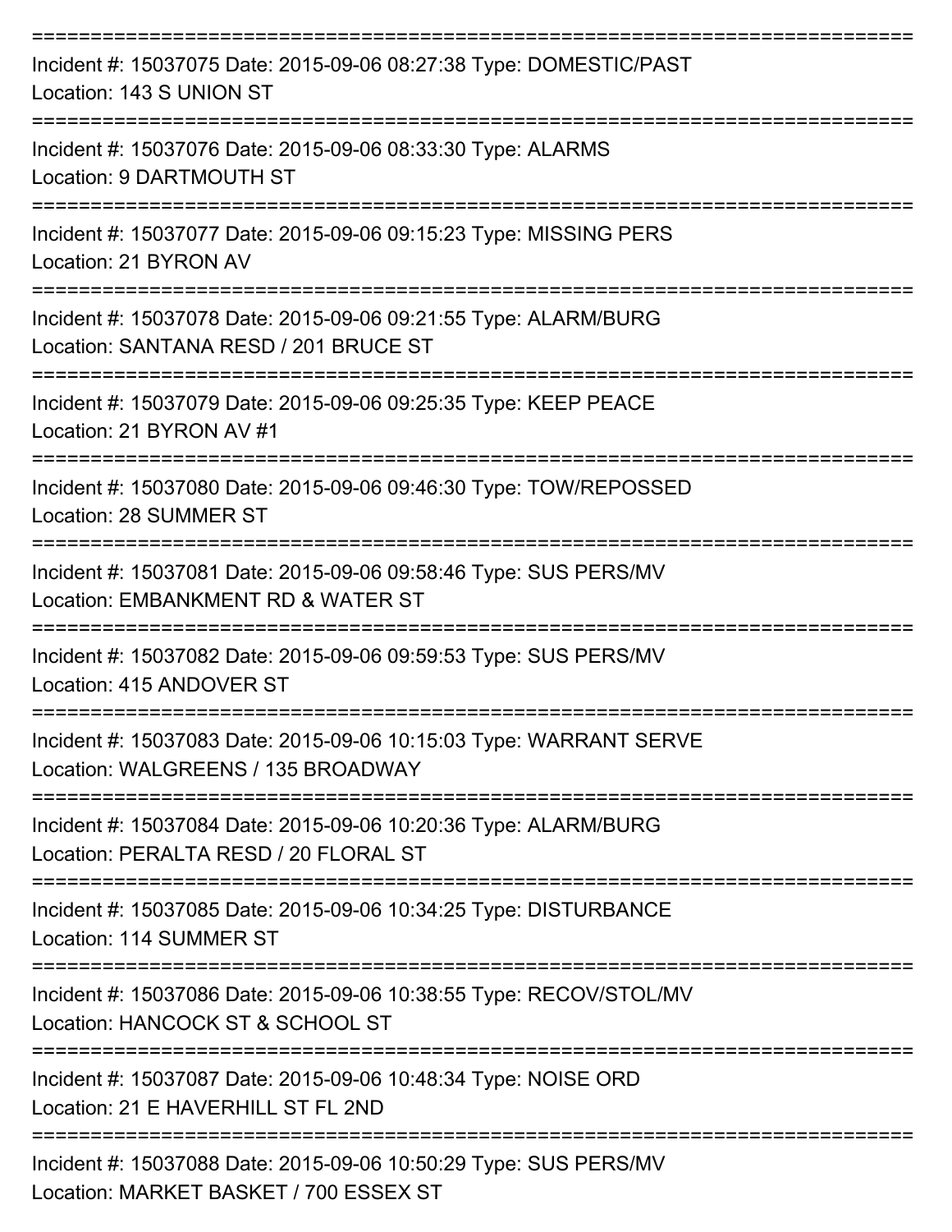===========================================================================

Incident #: 15037075 Date: 2015-09-06 08:27:38 Type: DOMESTIC/PAST
Location: 143 S UNION ST

===========================================================================

Incident #: 15037076 Date: 2015-09-06 08:33:30 Type: ALARMS
Location: 9 DARTMOUTH ST

===========================================================================

Incident #: 15037077 Date: 2015-09-06 09:15:23 Type: MISSING PERS
Location: 21 BYRON AV

===========================================================================

Incident #: 15037078 Date: 2015-09-06 09:21:55 Type: ALARM/BURG
Location: SANTANA RESD / 201 BRUCE ST

===========================================================================

Incident #: 15037079 Date: 2015-09-06 09:25:35 Type: KEEP PEACE
Location: 21 BYRON AV #1

===========================================================================

Incident #: 15037080 Date: 2015-09-06 09:46:30 Type: TOW/REPOSSED
Location: 28 SUMMER ST

===========================================================================

Incident #: 15037081 Date: 2015-09-06 09:58:46 Type: SUS PERS/MV
Location: EMBANKMENT RD & WATER ST

===========================================================================

Incident #: 15037082 Date: 2015-09-06 09:59:53 Type: SUS PERS/MV
Location: 415 ANDOVER ST

===========================================================================

Incident #: 15037083 Date: 2015-09-06 10:15:03 Type: WARRANT SERVE
Location: WALGREENS / 135 BROADWAY

===========================================================================

Incident #: 15037084 Date: 2015-09-06 10:20:36 Type: ALARM/BURG
Location: PERALTA RESD / 20 FLORAL ST

===========================================================================

Incident #: 15037085 Date: 2015-09-06 10:34:25 Type: DISTURBANCE
Location: 114 SUMMER ST

===========================================================================

Incident #: 15037086 Date: 2015-09-06 10:38:55 Type: RECOV/STOL/MV
Location: HANCOCK ST & SCHOOL ST

===========================================================================

Incident #: 15037087 Date: 2015-09-06 10:48:34 Type: NOISE ORD
Location: 21 E HAVERHILL ST FL 2ND

===========================================================================

Incident #: 15037088 Date: 2015-09-06 10:50:29 Type: SUS PERS/MV
Location: MARKET BASKET / 700 ESSEX ST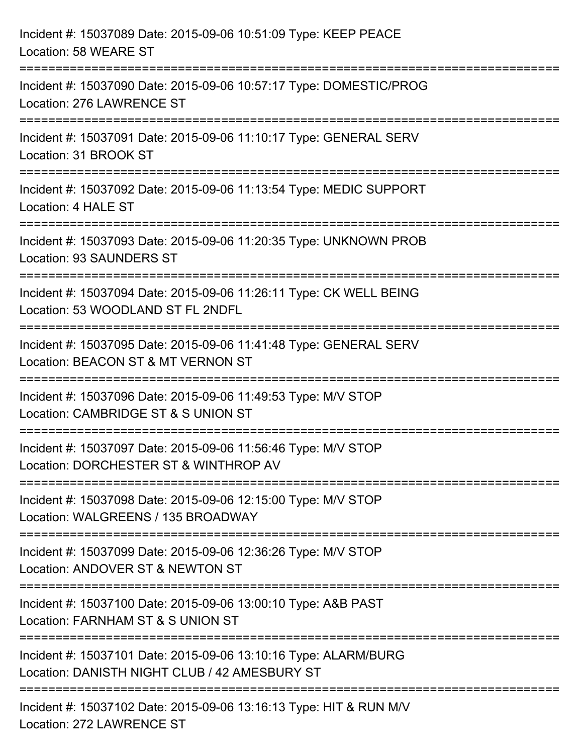Incident #: 15037089 Date: 2015-09-06 10:51:09 Type: KEEP PEACE
Location: 58 WEARE ST

===========================================================================

Incident #: 15037090 Date: 2015-09-06 10:57:17 Type: DOMESTIC/PROG
Location: 276 LAWRENCE ST

===========================================================================

Incident #: 15037091 Date: 2015-09-06 11:10:17 Type: GENERAL SERV
Location: 31 BROOK ST

===========================================================================

Incident #: 15037092 Date: 2015-09-06 11:13:54 Type: MEDIC SUPPORT
Location: 4 HALE ST

===========================================================================

Incident #: 15037093 Date: 2015-09-06 11:20:35 Type: UNKNOWN PROB
Location: 93 SAUNDERS ST

===========================================================================

Incident #: 15037094 Date: 2015-09-06 11:26:11 Type: CK WELL BEING
Location: 53 WOODLAND ST FL 2NDFL

===========================================================================

Incident #: 15037095 Date: 2015-09-06 11:41:48 Type: GENERAL SERV
Location: BEACON ST & MT VERNON ST

===========================================================================

Incident #: 15037096 Date: 2015-09-06 11:49:53 Type: M/V STOP
Location: CAMBRIDGE ST & S UNION ST

===========================================================================

Incident #: 15037097 Date: 2015-09-06 11:56:46 Type: M/V STOP
Location: DORCHESTER ST & WINTHROP AV

===========================================================================

Incident #: 15037098 Date: 2015-09-06 12:15:00 Type: M/V STOP
Location: WALGREENS / 135 BROADWAY

===========================================================================

Incident #: 15037099 Date: 2015-09-06 12:36:26 Type: M/V STOP
Location: ANDOVER ST & NEWTON ST

===========================================================================

Incident #: 15037100 Date: 2015-09-06 13:00:10 Type: A&B PAST
Location: FARNHAM ST & S UNION ST

===========================================================================

Incident #: 15037101 Date: 2015-09-06 13:10:16 Type: ALARM/BURG
Location: DANISTH NIGHT CLUB / 42 AMESBURY ST

===========================================================================

Incident #: 15037102 Date: 2015-09-06 13:16:13 Type: HIT & RUN M/V
Location: 272 LAWRENCE ST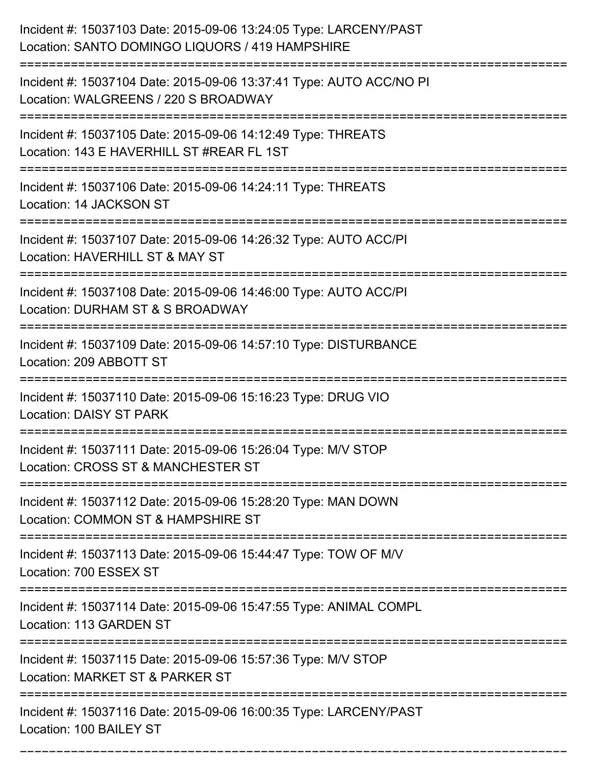Incident #: 15037103 Date: 2015-09-06 13:24:05 Type: LARCENY/PAST
Location: SANTO DOMINGO LIQUORS / 419 HAMPSHIRE

===========================================================================

Incident #: 15037104 Date: 2015-09-06 13:37:41 Type: AUTO ACC/NO PI
Location: WALGREENS / 220 S BROADWAY

===========================================================================

Incident #: 15037105 Date: 2015-09-06 14:12:49 Type: THREATS
Location: 143 E HAVERHILL ST #REAR FL 1ST

===========================================================================

Incident #: 15037106 Date: 2015-09-06 14:24:11 Type: THREATS
Location: 14 JACKSON ST

===========================================================================

Incident #: 15037107 Date: 2015-09-06 14:26:32 Type: AUTO ACC/PI
Location: HAVERHILL ST & MAY ST

===========================================================================

Incident #: 15037108 Date: 2015-09-06 14:46:00 Type: AUTO ACC/PI
Location: DURHAM ST & S BROADWAY

===========================================================================

Incident #: 15037109 Date: 2015-09-06 14:57:10 Type: DISTURBANCE
Location: 209 ABBOTT ST

===========================================================================

Incident #: 15037110 Date: 2015-09-06 15:16:23 Type: DRUG VIO
Location: DAISY ST PARK

===========================================================================

Incident #: 15037111 Date: 2015-09-06 15:26:04 Type: M/V STOP
Location: CROSS ST & MANCHESTER ST

===========================================================================

Incident #: 15037112 Date: 2015-09-06 15:28:20 Type: MAN DOWN
Location: COMMON ST & HAMPSHIRE ST

===========================================================================

Incident #: 15037113 Date: 2015-09-06 15:44:47 Type: TOW OF M/V
Location: 700 ESSEX ST

===========================================================================

Incident #: 15037114 Date: 2015-09-06 15:47:55 Type: ANIMAL COMPL
Location: 113 GARDEN ST

===========================================================================

Incident #: 15037115 Date: 2015-09-06 15:57:36 Type: M/V STOP
Location: MARKET ST & PARKER ST

===========================================================================

Incident #: 15037116 Date: 2015-09-06 16:00:35 Type: LARCENY/PAST
Location: 100 BAILEY ST

===========================================================================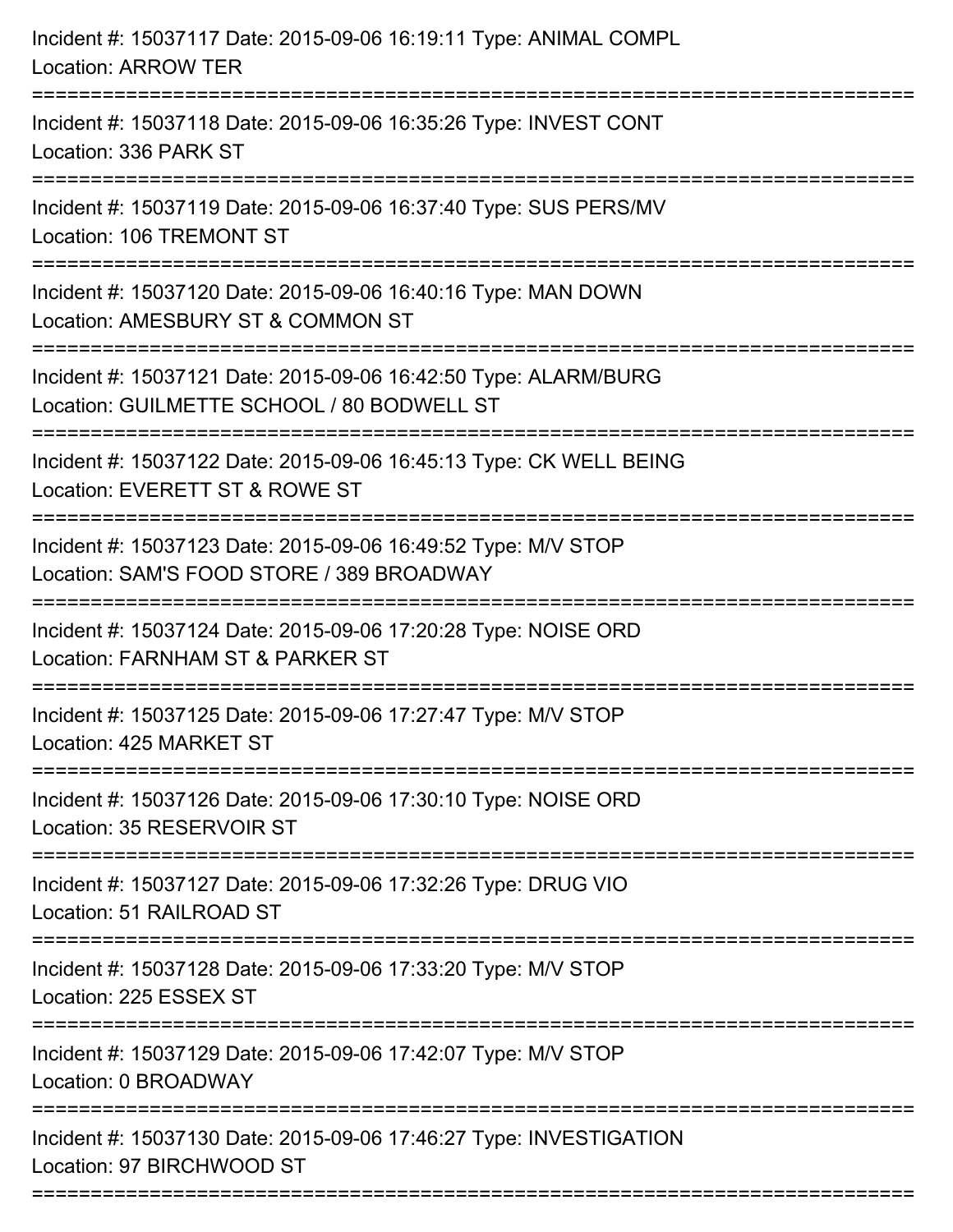Incident #: 15037117 Date: 2015-09-06 16:19:11 Type: ANIMAL COMPL
Location: ARROW TER

===========================================================================

Incident #: 15037118 Date: 2015-09-06 16:35:26 Type: INVEST CONT
Location: 336 PARK ST

===========================================================================

Incident #: 15037119 Date: 2015-09-06 16:37:40 Type: SUS PERS/MV
Location: 106 TREMONT ST

===========================================================================

Incident #: 15037120 Date: 2015-09-06 16:40:16 Type: MAN DOWN
Location: AMESBURY ST & COMMON ST

===========================================================================

Incident #: 15037121 Date: 2015-09-06 16:42:50 Type: ALARM/BURG
Location: GUILMETTE SCHOOL / 80 BODWELL ST

===========================================================================

Incident #: 15037122 Date: 2015-09-06 16:45:13 Type: CK WELL BEING
Location: EVERETT ST & ROWE ST

===========================================================================

Incident #: 15037123 Date: 2015-09-06 16:49:52 Type: M/V STOP
Location: SAM'S FOOD STORE / 389 BROADWAY

===========================================================================

Incident #: 15037124 Date: 2015-09-06 17:20:28 Type: NOISE ORD
Location: FARNHAM ST & PARKER ST

===========================================================================

Incident #: 15037125 Date: 2015-09-06 17:27:47 Type: M/V STOP
Location: 425 MARKET ST

===========================================================================

Incident #: 15037126 Date: 2015-09-06 17:30:10 Type: NOISE ORD
Location: 35 RESERVOIR ST

===========================================================================

Incident #: 15037127 Date: 2015-09-06 17:32:26 Type: DRUG VIO
Location: 51 RAILROAD ST

===========================================================================

Incident #: 15037128 Date: 2015-09-06 17:33:20 Type: M/V STOP
Location: 225 ESSEX ST

===========================================================================

Incident #: 15037129 Date: 2015-09-06 17:42:07 Type: M/V STOP
Location: 0 BROADWAY

===========================================================================

Incident #: 15037130 Date: 2015-09-06 17:46:27 Type: INVESTIGATION
Location: 97 BIRCHWOOD ST

===========================================================================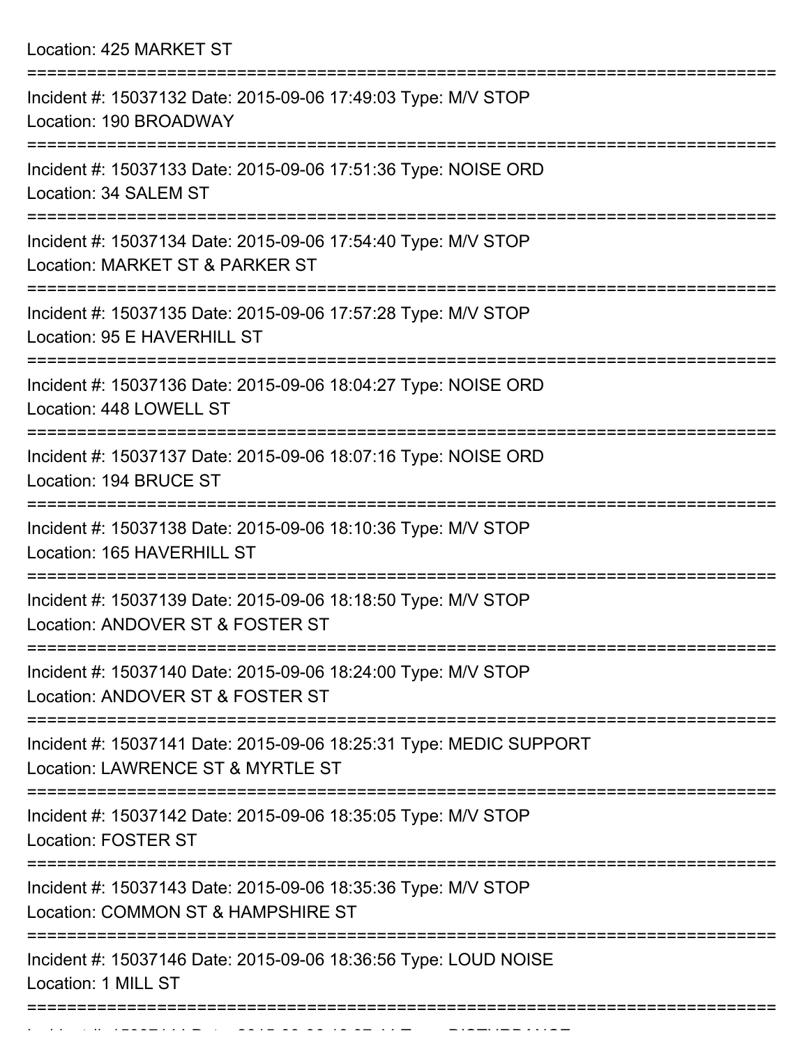Location: 425 MARKET ST

===========================================================================

Incident #: 15037132 Date: 2015-09-06 17:49:03 Type: M/V STOP
Location: 190 BROADWAY

===========================================================================

Incident #: 15037133 Date: 2015-09-06 17:51:36 Type: NOISE ORD
Location: 34 SALEM ST

===========================================================================

Incident #: 15037134 Date: 2015-09-06 17:54:40 Type: M/V STOP
Location: MARKET ST & PARKER ST

===========================================================================

Incident #: 15037135 Date: 2015-09-06 17:57:28 Type: M/V STOP
Location: 95 E HAVERHILL ST

===========================================================================

Incident #: 15037136 Date: 2015-09-06 18:04:27 Type: NOISE ORD
Location: 448 LOWELL ST

===========================================================================

Incident #: 15037137 Date: 2015-09-06 18:07:16 Type: NOISE ORD
Location: 194 BRUCE ST

===========================================================================

Incident #: 15037138 Date: 2015-09-06 18:10:36 Type: M/V STOP
Location: 165 HAVERHILL ST

===========================================================================

Incident #: 15037139 Date: 2015-09-06 18:18:50 Type: M/V STOP
Location: ANDOVER ST & FOSTER ST

===========================================================================

Incident #: 15037140 Date: 2015-09-06 18:24:00 Type: M/V STOP
Location: ANDOVER ST & FOSTER ST

===========================================================================

Incident #: 15037141 Date: 2015-09-06 18:25:31 Type: MEDIC SUPPORT
Location: LAWRENCE ST & MYRTLE ST

===========================================================================

Incident #: 15037142 Date: 2015-09-06 18:35:05 Type: M/V STOP
Location: FOSTER ST

===========================================================================

Incident #: 15037143 Date: 2015-09-06 18:35:36 Type: M/V STOP
Location: COMMON ST & HAMPSHIRE ST

===========================================================================

Incident #: 15037146 Date: 2015-09-06 18:36:56 Type: LOUD NOISE
Location: 1 MILL ST

===========================================================================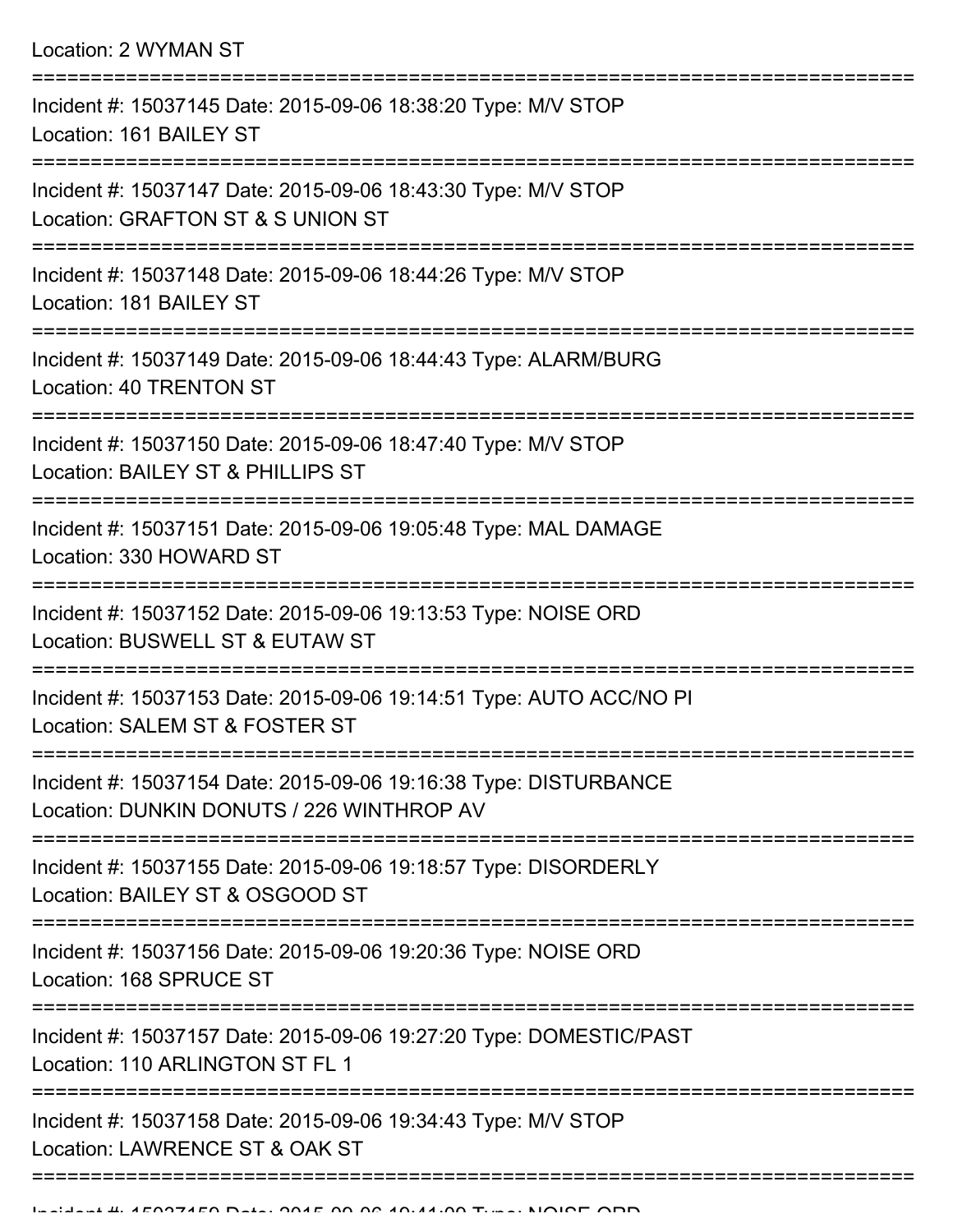Location: 2 WYMAN ST

===========================================================================

Incident #: 15037145 Date: 2015-09-06 18:38:20 Type: M/V STOP
Location: 161 BAILEY ST

===========================================================================

Incident #: 15037147 Date: 2015-09-06 18:43:30 Type: M/V STOP
Location: GRAFTON ST & S UNION ST

===========================================================================

Incident #: 15037148 Date: 2015-09-06 18:44:26 Type: M/V STOP
Location: 181 BAILEY ST

===========================================================================

Incident #: 15037149 Date: 2015-09-06 18:44:43 Type: ALARM/BURG
Location: 40 TRENTON ST

===========================================================================

Incident #: 15037150 Date: 2015-09-06 18:47:40 Type: M/V STOP
Location: BAILEY ST & PHILLIPS ST

===========================================================================

Incident #: 15037151 Date: 2015-09-06 19:05:48 Type: MAL DAMAGE
Location: 330 HOWARD ST

===========================================================================

Incident #: 15037152 Date: 2015-09-06 19:13:53 Type: NOISE ORD
Location: BUSWELL ST & EUTAW ST

===========================================================================

Incident #: 15037153 Date: 2015-09-06 19:14:51 Type: AUTO ACC/NO PI
Location: SALEM ST & FOSTER ST

===========================================================================

Incident #: 15037154 Date: 2015-09-06 19:16:38 Type: DISTURBANCE
Location: DUNKIN DONUTS / 226 WINTHROP AV

===========================================================================

Incident #: 15037155 Date: 2015-09-06 19:18:57 Type: DISORDERLY
Location: BAILEY ST & OSGOOD ST

===========================================================================

Incident #: 15037156 Date: 2015-09-06 19:20:36 Type: NOISE ORD
Location: 168 SPRUCE ST

===========================================================================

Incident #: 15037157 Date: 2015-09-06 19:27:20 Type: DOMESTIC/PAST
Location: 110 ARLINGTON ST FL 1

===========================================================================

Incident #: 15037158 Date: 2015-09-06 19:34:43 Type: M/V STOP
Location: LAWRENCE ST & OAK ST

===========================================================================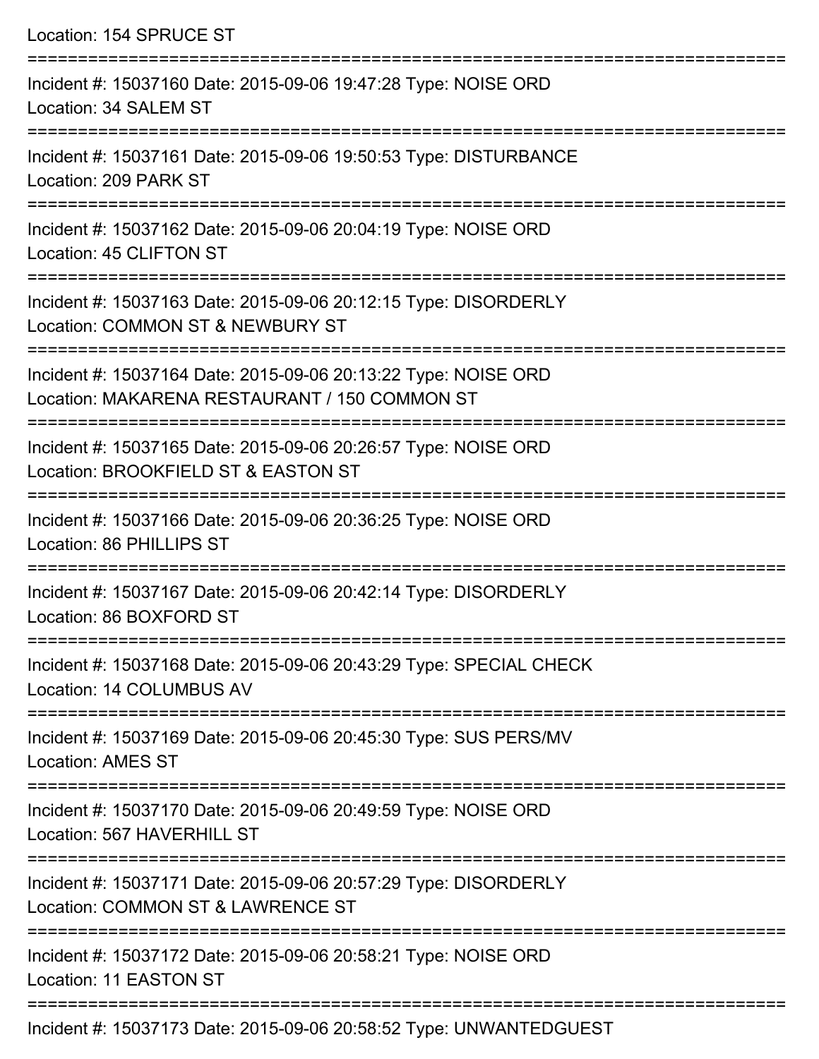Location: 154 SPRUCE ST

===========================================================================

Incident #: 15037160 Date: 2015-09-06 19:47:28 Type: NOISE ORD

Location: 34 SALEM ST

===========================================================================

Incident #: 15037161 Date: 2015-09-06 19:50:53 Type: DISTURBANCE

Location: 209 PARK ST

===========================================================================

Incident #: 15037162 Date: 2015-09-06 20:04:19 Type: NOISE ORD

Location: 45 CLIFTON ST

===========================================================================

Incident #: 15037163 Date: 2015-09-06 20:12:15 Type: DISORDERLY

Location: COMMON ST & NEWBURY ST

===========================================================================

Incident #: 15037164 Date: 2015-09-06 20:13:22 Type: NOISE ORD

Location: MAKARENA RESTAURANT / 150 COMMON ST

===========================================================================

Incident #: 15037165 Date: 2015-09-06 20:26:57 Type: NOISE ORD

Location: BROOKFIELD ST & EASTON ST

===========================================================================

Incident #: 15037166 Date: 2015-09-06 20:36:25 Type: NOISE ORD

Location: 86 PHILLIPS ST

===========================================================================

Incident #: 15037167 Date: 2015-09-06 20:42:14 Type: DISORDERLY

Location: 86 BOXFORD ST

===========================================================================

Incident #: 15037168 Date: 2015-09-06 20:43:29 Type: SPECIAL CHECK

Location: 14 COLUMBUS AV

===========================================================================

Incident #: 15037169 Date: 2015-09-06 20:45:30 Type: SUS PERS/MV

Location: AMES ST

===========================================================================

Incident #: 15037170 Date: 2015-09-06 20:49:59 Type: NOISE ORD

Location: 567 HAVERHILL ST

===========================================================================

Incident #: 15037171 Date: 2015-09-06 20:57:29 Type: DISORDERLY

Location: COMMON ST & LAWRENCE ST

===========================================================================

Incident #: 15037172 Date: 2015-09-06 20:58:21 Type: NOISE ORD

Location: 11 EASTON ST

===========================================================================

Incident #: 15037173 Date: 2015-09-06 20:58:52 Type: UNWANTEDGUEST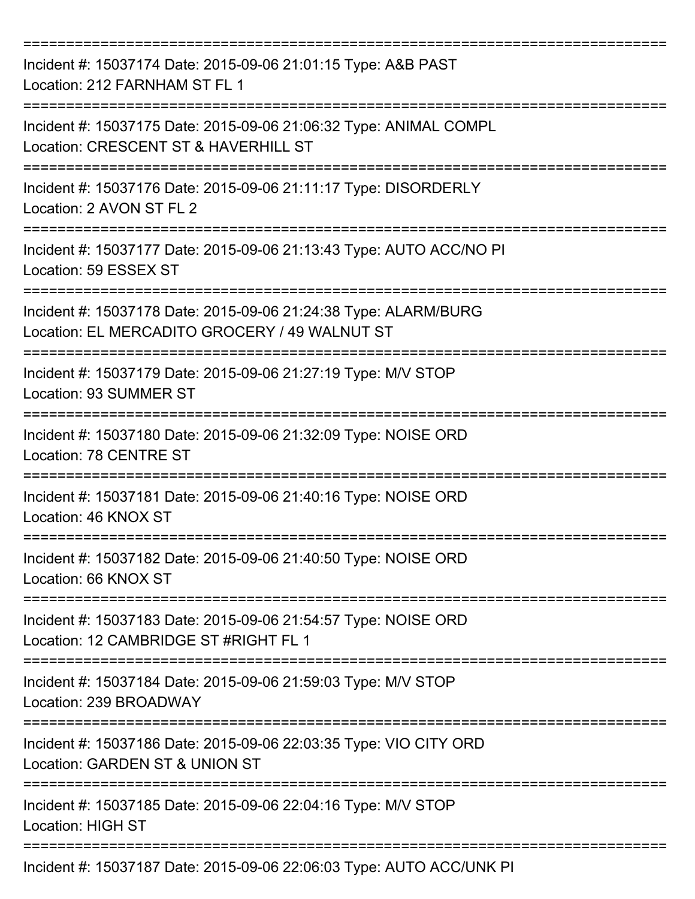===========================================================================

Incident #: 15037174 Date: 2015-09-06 21:01:15 Type: A&B PAST
Location: 212 FARNHAM ST FL 1

===========================================================================

Incident #: 15037175 Date: 2015-09-06 21:06:32 Type: ANIMAL COMPL
Location: CRESCENT ST & HAVERHILL ST

===========================================================================

Incident #: 15037176 Date: 2015-09-06 21:11:17 Type: DISORDERLY
Location: 2 AVON ST FL 2

===========================================================================

Incident #: 15037177 Date: 2015-09-06 21:13:43 Type: AUTO ACC/NO PI
Location: 59 ESSEX ST

===========================================================================

Incident #: 15037178 Date: 2015-09-06 21:24:38 Type: ALARM/BURG
Location: EL MERCADITO GROCERY / 49 WALNUT ST

===========================================================================

Incident #: 15037179 Date: 2015-09-06 21:27:19 Type: M/V STOP
Location: 93 SUMMER ST

===========================================================================

Incident #: 15037180 Date: 2015-09-06 21:32:09 Type: NOISE ORD
Location: 78 CENTRE ST

===========================================================================

Incident #: 15037181 Date: 2015-09-06 21:40:16 Type: NOISE ORD
Location: 46 KNOX ST

===========================================================================

Incident #: 15037182 Date: 2015-09-06 21:40:50 Type: NOISE ORD
Location: 66 KNOX ST

===========================================================================

Incident #: 15037183 Date: 2015-09-06 21:54:57 Type: NOISE ORD
Location: 12 CAMBRIDGE ST #RIGHT FL 1

===========================================================================

Incident #: 15037184 Date: 2015-09-06 21:59:03 Type: M/V STOP
Location: 239 BROADWAY

===========================================================================

Incident #: 15037186 Date: 2015-09-06 22:03:35 Type: VIO CITY ORD
Location: GARDEN ST & UNION ST

===========================================================================

Incident #: 15037185 Date: 2015-09-06 22:04:16 Type: M/V STOP
Location: HIGH ST

===========================================================================

Incident #: 15037187 Date: 2015-09-06 22:06:03 Type: AUTO ACC/UNK PI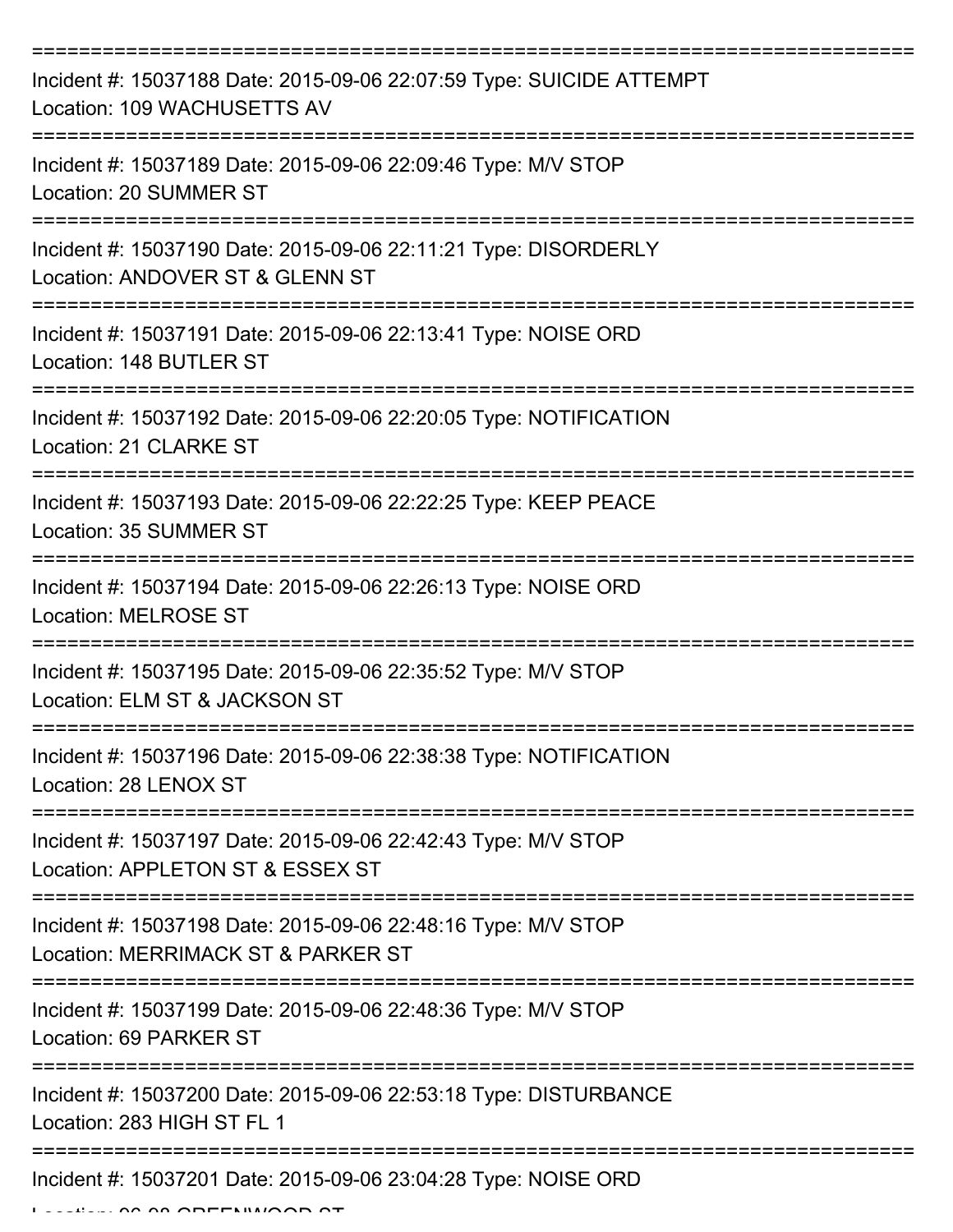===========================================================================

Incident #: 15037188 Date: 2015-09-06 22:07:59 Type: SUICIDE ATTEMPT
Location: 109 WACHUSETTS AV

===========================================================================

Incident #: 15037189 Date: 2015-09-06 22:09:46 Type: M/V STOP
Location: 20 SUMMER ST

===========================================================================

Incident #: 15037190 Date: 2015-09-06 22:11:21 Type: DISORDERLY
Location: ANDOVER ST & GLENN ST

===========================================================================

Incident #: 15037191 Date: 2015-09-06 22:13:41 Type: NOISE ORD
Location: 148 BUTLER ST

===========================================================================

Incident #: 15037192 Date: 2015-09-06 22:20:05 Type: NOTIFICATION
Location: 21 CLARKE ST

===========================================================================

Incident #: 15037193 Date: 2015-09-06 22:22:25 Type: KEEP PEACE
Location: 35 SUMMER ST

===========================================================================

Incident #: 15037194 Date: 2015-09-06 22:26:13 Type: NOISE ORD
Location: MELROSE ST

===========================================================================

Incident #: 15037195 Date: 2015-09-06 22:35:52 Type: M/V STOP
Location: ELM ST & JACKSON ST

===========================================================================

Incident #: 15037196 Date: 2015-09-06 22:38:38 Type: NOTIFICATION
Location: 28 LENOX ST

===========================================================================

Incident #: 15037197 Date: 2015-09-06 22:42:43 Type: M/V STOP
Location: APPLETON ST & ESSEX ST

===========================================================================

Incident #: 15037198 Date: 2015-09-06 22:48:16 Type: M/V STOP
Location: MERRIMACK ST & PARKER ST

===========================================================================

Incident #: 15037199 Date: 2015-09-06 22:48:36 Type: M/V STOP
Location: 69 PARKER ST

===========================================================================

Incident #: 15037200 Date: 2015-09-06 22:53:18 Type: DISTURBANCE
Location: 283 HIGH ST FL 1

===========================================================================

Incident #: 15037201 Date: 2015-09-06 23:04:28 Type: NOISE ORD
Location: 96-98 GREENWOOD ST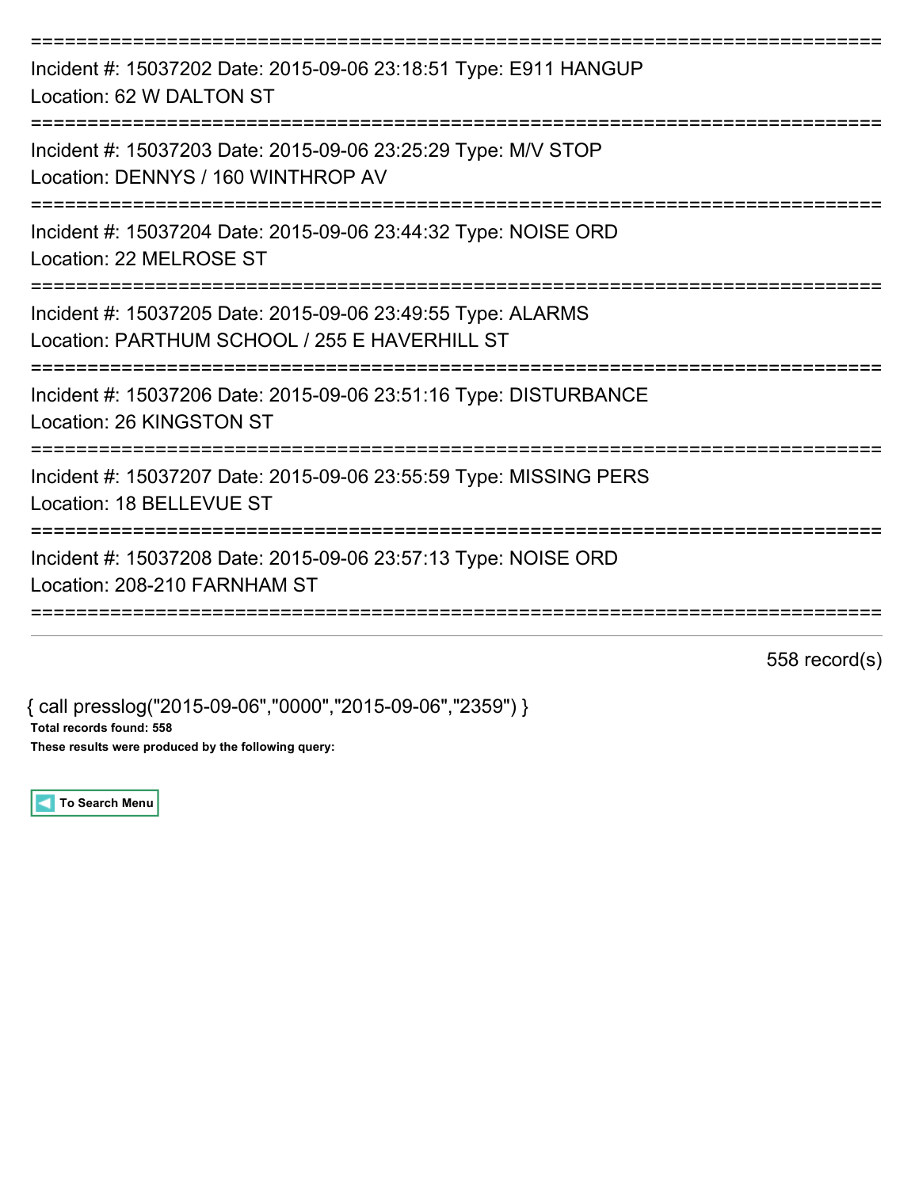===========================================================================

Incident #: 15037202 Date: 2015-09-06 23:18:51 Type: E911 HANGUP

Location: 62 W DALTON ST

===========================================================================

Incident #: 15037203 Date: 2015-09-06 23:25:29 Type: M/V STOP

Location: DENNYS / 160 WINTHROP AV

===========================================================================

Incident #: 15037204 Date: 2015-09-06 23:44:32 Type: NOISE ORD

Location: 22 MELROSE ST

===========================================================================

Incident #: 15037205 Date: 2015-09-06 23:49:55 Type: ALARMS

Location: PARTHUM SCHOOL / 255 E HAVERHILL ST

===========================================================================

Incident #: 15037206 Date: 2015-09-06 23:51:16 Type: DISTURBANCE

Location: 26 KINGSTON ST

===========================================================================

Incident #: 15037207 Date: 2015-09-06 23:55:59 Type: MISSING PERS

Location: 18 BELLEVUE ST

===========================================================================

Incident #: 15037208 Date: 2015-09-06 23:57:13 Type: NOISE ORD

Location: 208-210 FARNHAM ST

===========================================================================

558 record(s)

{ call presslog("2015-09-06","0000","2015-09-06","2359") }

**Total records found: 558**

**These results were produced by the following query:**

To Search Menu